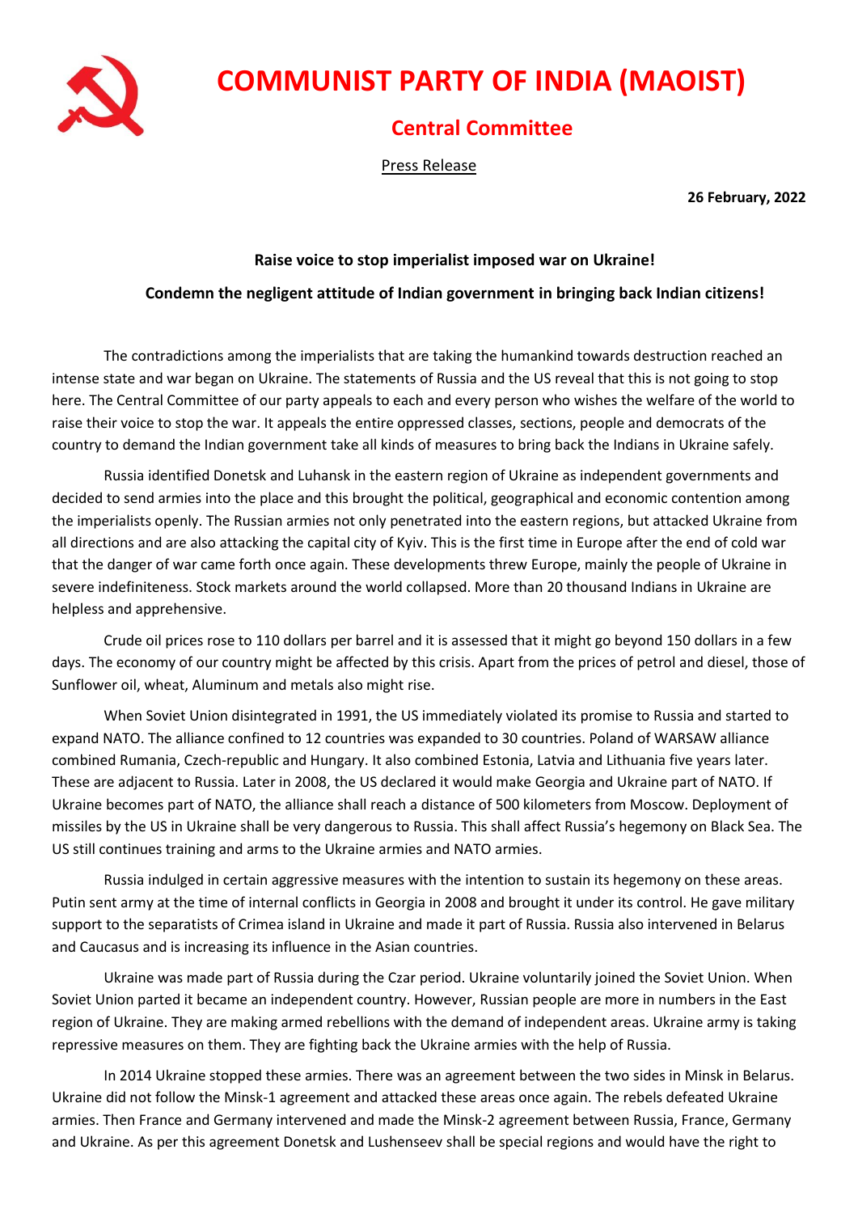# COMMUNIST PARTY OF INDIA (MAOIST)

## Central Committee

Press Release

**26 February, 2022**

**Raise voice to stop imperialist imposed war on Ukraine!**

**Condemn the negligent attitude of Indian government in bringing back Indian citizens!**

The contradictions among the imperialists that are taking the humankind towards destruction reached an intense state and war began on Ukraine. The statements of Russia and the US reveal that this is not going to stop here. The Central Committee of our party appeals to each and every person who wishes the welfare of the world to raise their voice to stop the war. It appeals the entire oppressed classes, sections, people and democrats of the country to demand the Indian government take all kinds of measures to bring back the Indians in Ukraine safely.

Russia identified Donetsk and Luhansk in the eastern region of Ukraine as independent governments and decided to send armies into the place and this brought the political, geographical and economic contention among the imperialists openly. The Russian armies not only penetrated into the eastern regions, but attacked Ukraine from all directions and are also attacking the capital city of Kyiv. This is the first time in Europe after the end of cold war that the danger of war came forth once again. These developments threw Europe, mainly the people of Ukraine in severe indefiniteness. Stock markets around the world collapsed. More than 20 thousand Indians in Ukraine are helpless and apprehensive.

Crude oil prices rose to 110 dollars per barrel and it is assessed that it might go beyond 150 dollars in a few days. The economy of our country might be affected by this crisis. Apart from the prices of petrol and diesel, those of Sunflower oil, wheat, Aluminum and metals also might rise.

When Soviet Union disintegrated in 1991, the US immediately violated its promise to Russia and started to expand NATO. The alliance confined to 12 countries was expanded to 30 countries. Poland of WARSAW alliance combined Rumania, Czech-republic and Hungary. It also combined Estonia, Latvia and Lithuania five years later. These are adjacent to Russia. Later in 2008, the US declared it would make Georgia and Ukraine part of NATO. If Ukraine becomes part of NATO, the alliance shall reach a distance of 500 kilometers from Moscow. Deployment of missiles by the US in Ukraine shall be very dangerous to Russia. This shall affect Russia's hegemony on Black Sea. The US still continues training and arms to the Ukraine armies and NATO armies.

Russia indulged in certain aggressive measures with the intention to sustain its hegemony on these areas. Putin sent army at the time of internal conflicts in Georgia in 2008 and brought it under its control. He gave military support to the separatists of Crimea island in Ukraine and made it part of Russia. Russia also intervened in Belarus and Caucasus and is increasing its influence in the Asian countries.

Ukraine was made part of Russia during the Czar period. Ukraine voluntarily joined the Soviet Union. When Soviet Union parted it became an independent country. However, Russian people are more in numbers in the East region of Ukraine. They are making armed rebellions with the demand of independent areas. Ukraine army is taking repressive measures on them. They are fighting back the Ukraine armies with the help of Russia.

In 2014 Ukraine stopped these armies. There was an agreement between the two sides in Minsk in Belarus. Ukraine did not follow the Minsk-1 agreement and attacked these areas once again. The rebels defeated Ukraine armies. Then France and Germany intervened and made the Minsk-2 agreement between Russia, France, Germany and Ukraine. As per this agreement Donetsk and Lushenseev shall be special regions and would have the right to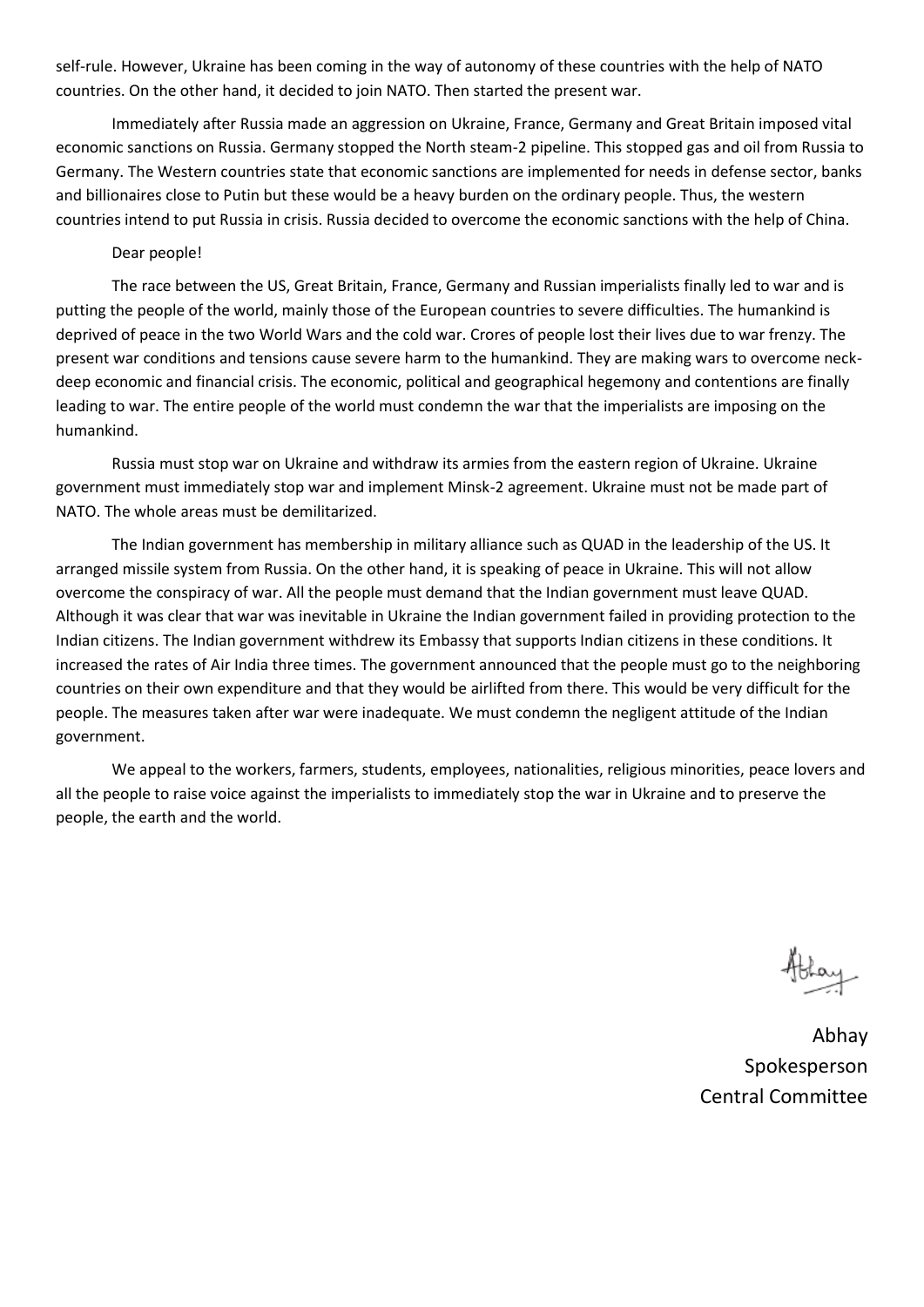self-rule. However, Ukraine has been coming in the way of autonomy of these countries with the help of NATO countries. On the other hand, it decided to join NATO. Then started the present war.

Immediately after Russia made an aggression on Ukraine, France, Germany and Great Britain imposed vital economic sanctions on Russia. Germany stopped the North steam-2 pipeline. This stopped gas and oil from Russia to Germany. The Western countries state that economic sanctions are implemented for needs in defense sector, banks and billionaires close to Putin but these would be a heavy burden on the ordinary people. Thus, the western countries intend to put Russia in crisis. Russia decided to overcome the economic sanctions with the help of China.

Dear people!

The race between the US, Great Britain, France, Germany and Russian imperialists finally led to war and is putting the people of the world, mainly those of the European countries to severe difficulties. The humankind is deprived of peace in the two World Wars and the cold war. Crores of people lost their lives due to war frenzy. The present war conditions and tensions cause severe harm to the humankind. They are making wars to overcome neck-deep economic and financial crisis. The economic, political and geographical hegemony and contentions are finally leading to war. The entire people of the world must condemn the war that the imperialists are imposing on the humankind.

Russia must stop war on Ukraine and withdraw its armies from the eastern region of Ukraine. Ukraine government must immediately stop war and implement Minsk-2 agreement. Ukraine must not be made part of NATO. The whole areas must be demilitarized.

The Indian government has membership in military alliance such as QUAD in the leadership of the US. It arranged missile system from Russia. On the other hand, it is speaking of peace in Ukraine. This will not allow overcome the conspiracy of war. All the people must demand that the Indian government must leave QUAD. Although it was clear that war was inevitable in Ukraine the Indian government failed in providing protection to the Indian citizens. The Indian government withdrew its Embassy that supports Indian citizens in these conditions. It increased the rates of Air India three times. The government announced that the people must go to the neighboring countries on their own expenditure and that they would be airlifted from there. This would be very difficult for the people. The measures taken after war were inadequate. We must condemn the negligent attitude of the Indian government.

We appeal to the workers, farmers, students, employees, nationalities, religious minorities, peace lovers and all the people to raise voice against the imperialists to immediately stop the war in Ukraine and to preserve the people, the earth and the world.

Abhay
Spokesperson
Central Committee